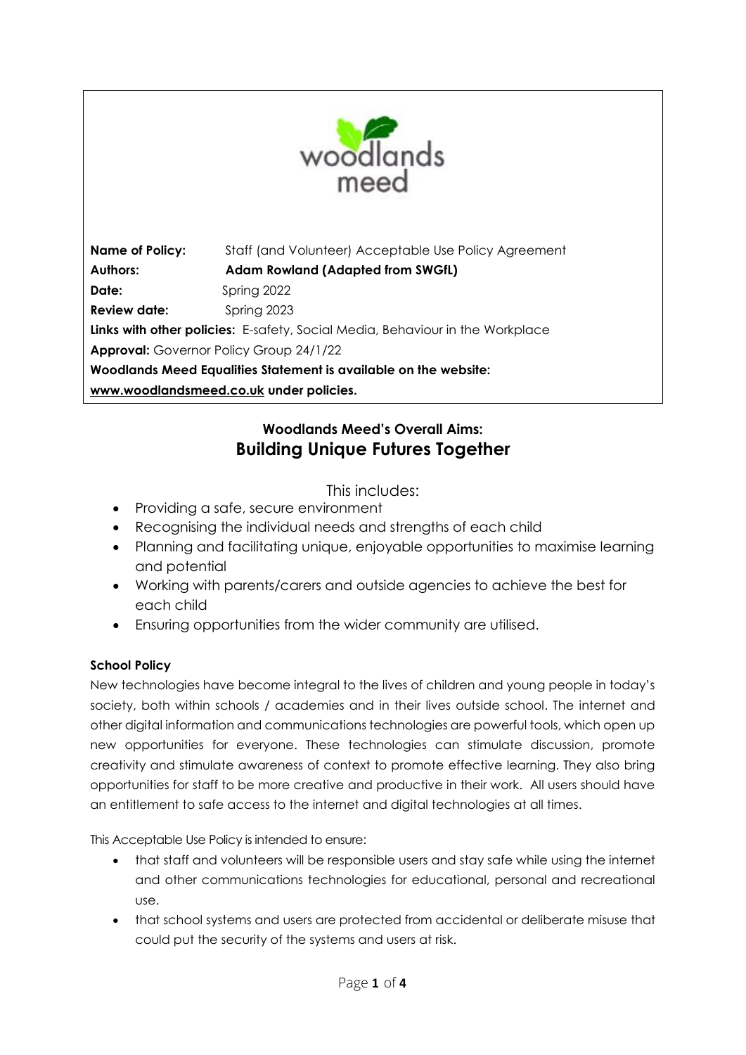woodlands meed

**Name of Policy:** Staff (and Volunteer) Acceptable Use Policy Agreement
**Authors:** **Adam Rowland (Adapted from SWGfL)**
**Date:** Spring 2022
**Review date:** Spring 2023
**Links with other policies:** E-safety, Social Media, Behaviour in the Workplace
**Approval:** Governor Policy Group 24/1/22
**Woodlands Meed Equalities Statement is available on the website:**
**www.woodlandsmeed.co.uk under policies.**

## Woodlands Meed's Overall Aims:
## Building Unique Futures Together

This includes:

- Providing a safe, secure environment
- Recognising the individual needs and strengths of each child
- Planning and facilitating unique, enjoyable opportunities to maximise learning and potential
- Working with parents/carers and outside agencies to achieve the best for each child
- Ensuring opportunities from the wider community are utilised.

**School Policy**

New technologies have become integral to the lives of children and young people in today's society, both within schools / academies and in their lives outside school. The internet and other digital information and communications technologies are powerful tools, which open up new opportunities for everyone. These technologies can stimulate discussion, promote creativity and stimulate awareness of context to promote effective learning. They also bring opportunities for staff to be more creative and productive in their work. All users should have an entitlement to safe access to the internet and digital technologies at all times.

This Acceptable Use Policy is intended to ensure:

- that staff and volunteers will be responsible users and stay safe while using the internet and other communications technologies for educational, personal and recreational use.
- that school systems and users are protected from accidental or deliberate misuse that could put the security of the systems and users at risk.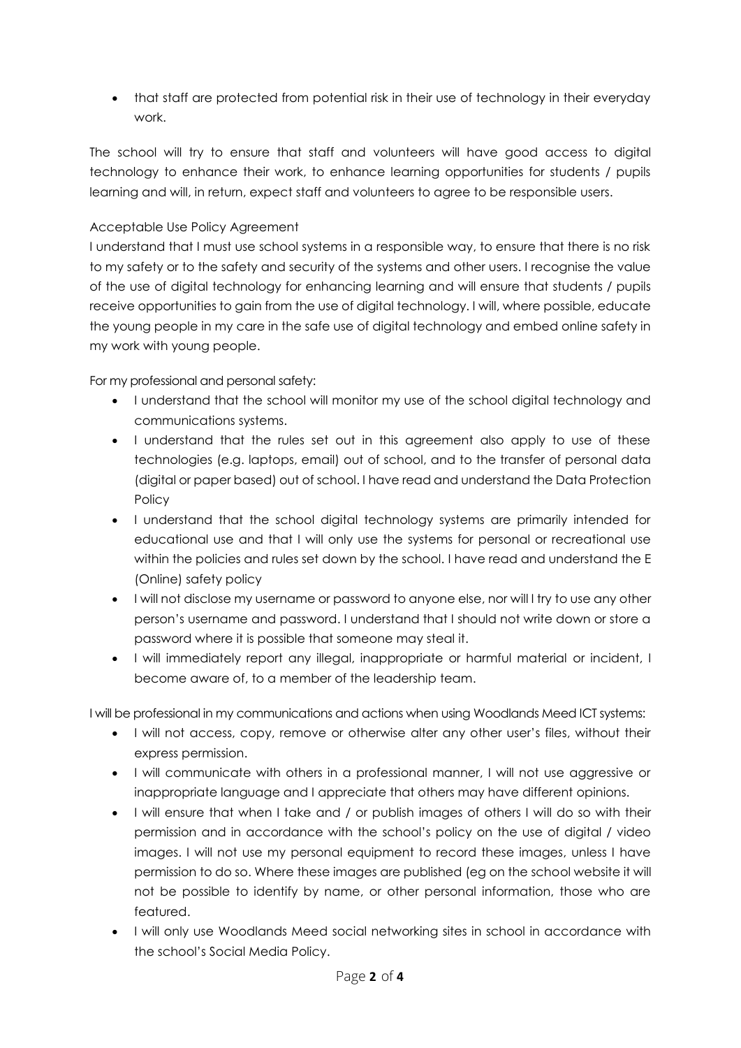- that staff are protected from potential risk in their use of technology in their everyday work.

The school will try to ensure that staff and volunteers will have good access to digital technology to enhance their work, to enhance learning opportunities for students / pupils learning and will, in return, expect staff and volunteers to agree to be responsible users.

## Acceptable Use Policy Agreement

I understand that I must use school systems in a responsible way, to ensure that there is no risk to my safety or to the safety and security of the systems and other users. I recognise the value of the use of digital technology for enhancing learning and will ensure that students / pupils receive opportunities to gain from the use of digital technology. I will, where possible, educate the young people in my care in the safe use of digital technology and embed online safety in my work with young people.

For my professional and personal safety:

- I understand that the school will monitor my use of the school digital technology and communications systems.
- I understand that the rules set out in this agreement also apply to use of these technologies (e.g. laptops, email) out of school, and to the transfer of personal data (digital or paper based) out of school. I have read and understand the Data Protection Policy
- I understand that the school digital technology systems are primarily intended for educational use and that I will only use the systems for personal or recreational use within the policies and rules set down by the school. I have read and understand the E (Online) safety policy
- I will not disclose my username or password to anyone else, nor will I try to use any other person's username and password. I understand that I should not write down or store a password where it is possible that someone may steal it.
- I will immediately report any illegal, inappropriate or harmful material or incident, I become aware of, to a member of the leadership team.

I will be professional in my communications and actions when using Woodlands Meed ICT systems:

- I will not access, copy, remove or otherwise alter any other user's files, without their express permission.
- I will communicate with others in a professional manner, I will not use aggressive or inappropriate language and I appreciate that others may have different opinions.
- I will ensure that when I take and / or publish images of others I will do so with their permission and in accordance with the school's policy on the use of digital / video images. I will not use my personal equipment to record these images, unless I have permission to do so. Where these images are published (eg on the school website it will not be possible to identify by name, or other personal information, those who are featured.
- I will only use Woodlands Meed social networking sites in school in accordance with the school's Social Media Policy.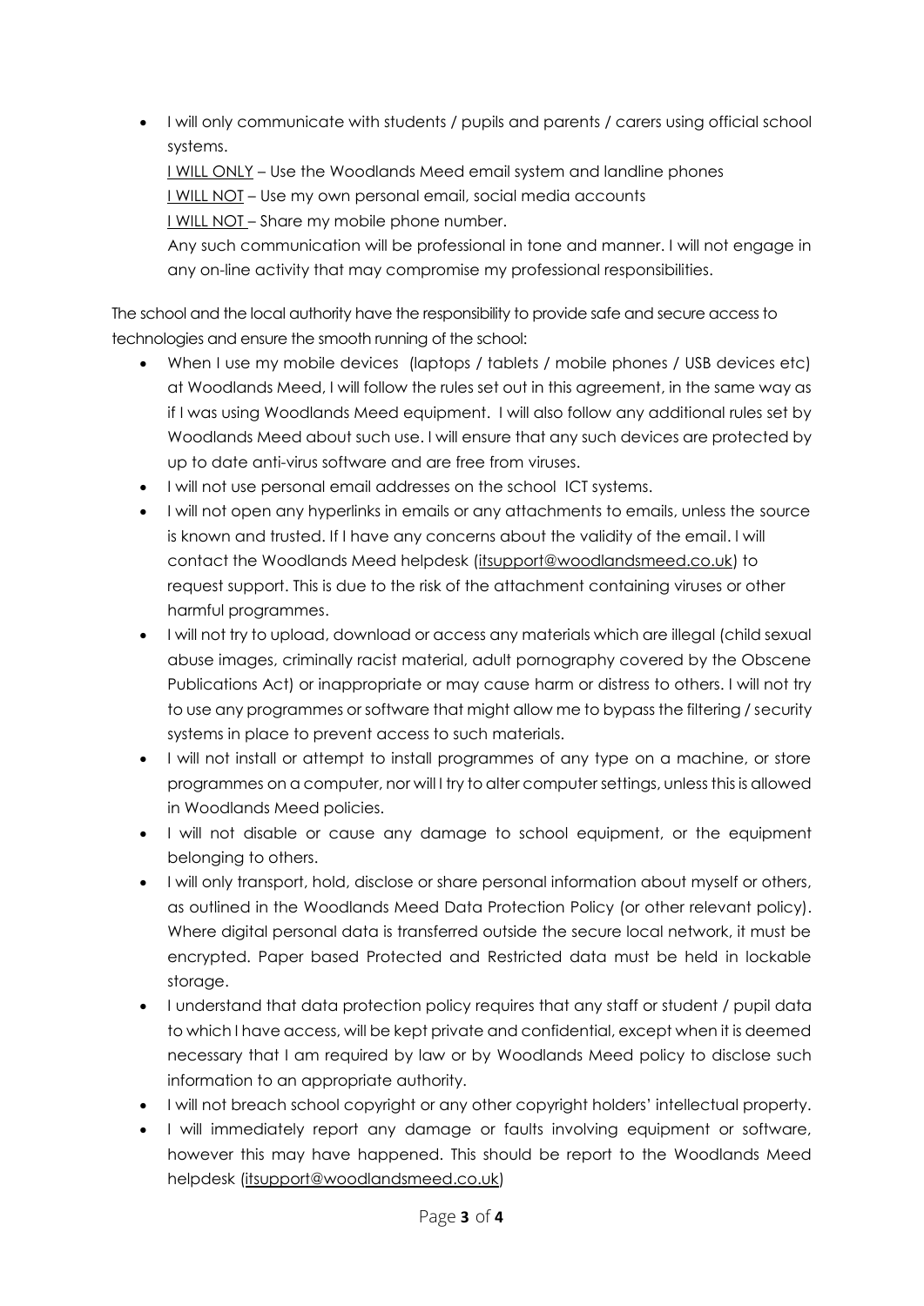- I will only communicate with students / pupils and parents / carers using official school systems.

  I WILL ONLY – Use the Woodlands Meed email system and landline phones

  I WILL NOT – Use my own personal email, social media accounts

  I WILL NOT – Share my mobile phone number.

  Any such communication will be professional in tone and manner. I will not engage in any on-line activity that may compromise my professional responsibilities.

The school and the local authority have the responsibility to provide safe and secure access to technologies and ensure the smooth running of the school:

- When I use my mobile devices (laptops / tablets / mobile phones / USB devices etc) at Woodlands Meed, I will follow the rules set out in this agreement, in the same way as if I was using Woodlands Meed equipment. I will also follow any additional rules set by Woodlands Meed about such use. I will ensure that any such devices are protected by up to date anti-virus software and are free from viruses.
- I will not use personal email addresses on the school ICT systems.
- I will not open any hyperlinks in emails or any attachments to emails, unless the source is known and trusted. If I have any concerns about the validity of the email. I will contact the Woodlands Meed helpdesk (itsupport@woodlandsmeed.co.uk) to request support. This is due to the risk of the attachment containing viruses or other harmful programmes.
- I will not try to upload, download or access any materials which are illegal (child sexual abuse images, criminally racist material, adult pornography covered by the Obscene Publications Act) or inappropriate or may cause harm or distress to others. I will not try to use any programmes or software that might allow me to bypass the filtering / security systems in place to prevent access to such materials.
- I will not install or attempt to install programmes of any type on a machine, or store programmes on a computer, nor will I try to alter computer settings, unless this is allowed in Woodlands Meed policies.
- I will not disable or cause any damage to school equipment, or the equipment belonging to others.
- I will only transport, hold, disclose or share personal information about myself or others, as outlined in the Woodlands Meed Data Protection Policy (or other relevant policy). Where digital personal data is transferred outside the secure local network, it must be encrypted. Paper based Protected and Restricted data must be held in lockable storage.
- I understand that data protection policy requires that any staff or student / pupil data to which I have access, will be kept private and confidential, except when it is deemed necessary that I am required by law or by Woodlands Meed policy to disclose such information to an appropriate authority.
- I will not breach school copyright or any other copyright holders' intellectual property.
- I will immediately report any damage or faults involving equipment or software, however this may have happened. This should be report to the Woodlands Meed helpdesk (itsupport@woodlandsmeed.co.uk)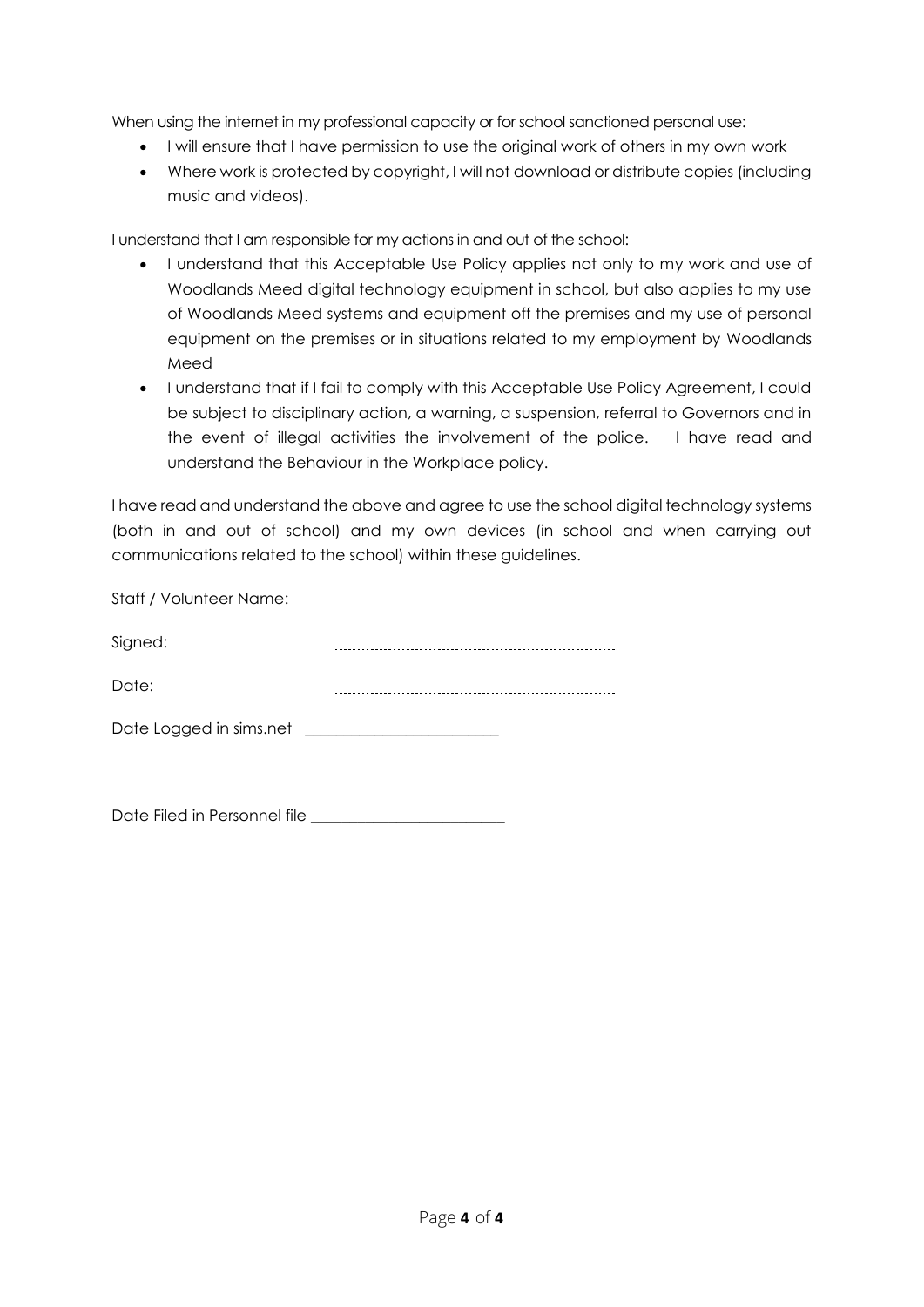When using the internet in my professional capacity or for school sanctioned personal use:

- I will ensure that I have permission to use the original work of others in my own work
- Where work is protected by copyright, I will not download or distribute copies (including music and videos).

I understand that I am responsible for my actions in and out of the school:

- I understand that this Acceptable Use Policy applies not only to my work and use of Woodlands Meed digital technology equipment in school, but also applies to my use of Woodlands Meed systems and equipment off the premises and my use of personal equipment on the premises or in situations related to my employment by Woodlands Meed
- I understand that if I fail to comply with this Acceptable Use Policy Agreement, I could be subject to disciplinary action, a warning, a suspension, referral to Governors and in the event of illegal activities the involvement of the police. I have read and understand the Behaviour in the Workplace policy.

I have read and understand the above and agree to use the school digital technology systems (both in and out of school) and my own devices (in school and when carrying out communications related to the school) within these guidelines.

Staff / Volunteer Name: ..................................................................

Signed: ..................................................................

Date: ..................................................................

Date Logged in sims.net ________________________

Date Filed in Personnel file ________________________